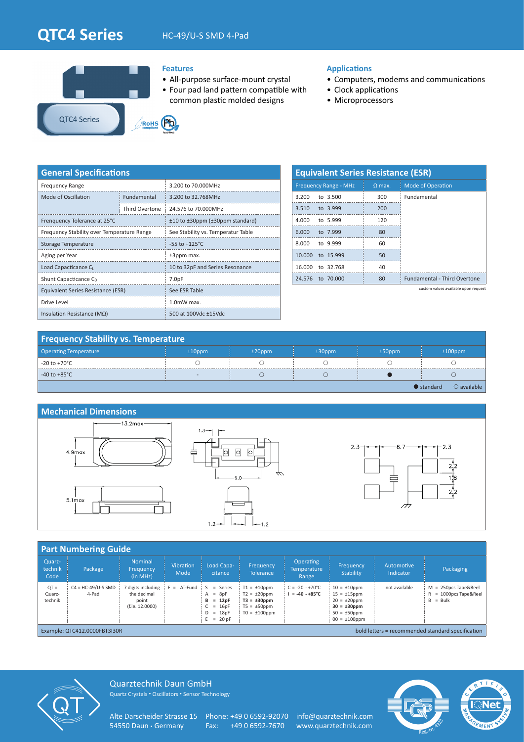# QTC4 Series

HC-49/U-S SMD 4-Pad

QTC4 Series

RoHS compliant · lead-free

## Features

- All-purpose surface-mount crystal
- Four pad land pattern compatible with common plastic molded designs

## Applications

- Computers, modems and communications
- Clock applications
- Microprocessors

## General Specifications

| | | |
|---|---|---|
| Frequency Range | | 3.200 to 70.000MHz |
| Mode of Oscillation | Fundamental | 3.200 to 32.768MHz |
| | Third Overtone | 24.576 to 70.000MHz |
| Frenquency Tolerance at 25°C | | ±10 to ±30ppm (±30ppm standard) |
| Frequency Stability over Temperature Range | | See Stability vs. Temperatur Table |
| Storage Temperature | | -55 to +125°C |
| Aging per Year | | ±3ppm max. |
| Load Capacitance $C_L$ | | 10 to 32pF and Series Resonance |
| Shunt Capacitance $C_0$ | | 7.0pF |
| Equivalent Series Resistance (ESR) | | See ESR Table |
| Drive Level | | 1.0mW max. |
| Insulation Resistance (MΩ) | | 500 at 100Vdc ±15Vdc |

## Equivalent Series Resistance (ESR)

| Frequency Range - MHz | Ω max. | Mode of Operation |
|---|---|---|
| 3.200 to 3.500 | 300 | Fundamental |
| 3.510 to 3.999 | 200 | |
| 4.000 to 5.999 | 120 | |
| 6.000 to 7.999 | 80 | |
| 8.000 to 9.999 | 60 | |
| 10.000 to 15.999 | 50 | |
| 16.000 to 32.768 | 40 | |
| 24.576 to 70.000 | 80 | Fundamental - Third Overtone |

custom values available upon request

## Frequency Stability vs. Temperature

| Operating Temperature | ±10ppm | ±20ppm | ±30ppm | ±50ppm | ±100ppm |
|---|---|---|---|---|---|
| -20 to +70°C | ○ | ○ | ○ | ○ | ○ |
| -40 to +85°C | - | ○ | ○ | ● | ○ |

● standard ○ available

## Mechanical Dimensions

13.2max, 4.9max, 5.1max, 1.3, 9.0, 1.2, 1.2, 2.3, 6.7, 2.3, 2.2, 1.8, 2.2

## Part Numbering Guide

| Quarz-technik Code | Package | Nominal Frequency (in MHz) | Vibration Mode | Load Capa-citance | Frequency Tolerance | Operating Temperature Range | Frequency Stability | Automotive Indicator | Packaging |
|---|---|---|---|---|---|---|---|---|---|
| QT = Quarz-technik | C4 = HC-49/U-S SMD 4-Pad | 7 digits including the decimal point (f.ie. 12.0000) | F = AT-Fund | S = Series<br>A = 8pF<br>**B = 12pF**<br>C = 16pF<br>D = 18pF<br>E = 20 pF | T1 = ±10ppm<br>T2 = ±20ppm<br>**T3 = ±30ppm**<br>T5 = ±50ppm<br>T0 = ±100ppm | C = -20 - +70°C<br>**I = -40 - +85°C** | 10 = ±10ppm<br>15 = ±15ppm<br>20 = ±20ppm<br>**30 = ±30ppm**<br>50 = ±50ppm<br>00 = ±100ppm | not available | M = 250pcs Tape&Reel<br>R = 1000pcs Tape&Reel<br>B = Bulk |

Example: QTC412.0000FBT3I30R — bold letters = recommended standard specification

Quarztechnik Daun GmbH
Quartz Crystals • Oscillators • Sensor Technology

Alte Darscheider Strasse 15
54550 Daun • Germany

Phone: +49 0 6592-92070
Fax: +49 0 6592-7670

info@quarztechnik.com
www.quarztechnik.com

Reg.-Nr. 8923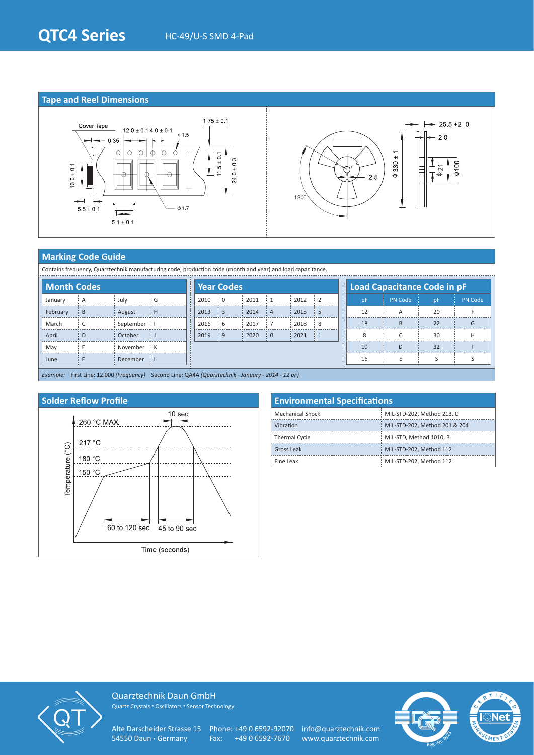# QTC4 Series

HC-49/U-S SMD 4-Pad

## Tape and Reel Dimensions

Cover Tape
12.0 ± 0.1 4.0 ± 0.1
ϕ 1.5
0.35
1.75 ± 0.1
13.0 ± 0.1
11.5 ± 0.1
24.0 ± 0.3
5.5 ± 0.1
ϕ 1.7
5.1 ± 0.1

25.5 +2 -0
2.0
ϕ 330 ± 1
ϕ 21
ϕ 100
2.5
120°

## Marking Code Guide

Contains frequency, Quarztechnik manufacturing code, production code (month and year) and load capacitance.

### Month Codes

| | | | |
|---|---|---|---|
| January | A | July | G |
| February | B | August | H |
| March | C | September | I |
| April | D | October | J |
| May | E | November | K |
| June | F | December | L |

### Year Codes

| | | | | | |
|---|---|---|---|---|---|
| 2010 | 0 | 2011 | 1 | 2012 | 2 |
| 2013 | 3 | 2014 | 4 | 2015 | 5 |
| 2016 | 6 | 2017 | 7 | 2018 | 8 |
| 2019 | 9 | 2020 | 0 | 2021 | 1 |

### Load Capacitance Code in pF

| pF | PN Code | pF | PN Code |
|---|---|---|---|
| 12 | A | 20 | F |
| 18 | B | 22 | G |
| 8 | C | 30 | H |
| 10 | D | 32 | I |
| 16 | E | S | S |

*Example:* First Line: 12.000 *(Frequency)* Second Line: QA4A *(Quarztechnik - January - 2014 - 12 pF)*

## Solder Reflow Profile

260 °C MAX.
10 sec
217 °C
180 °C
150 °C
Temperature (°C)
60 to 120 sec
45 to 90 sec
Time (seconds)

## Environmental Specifications

| | |
|---|---|
| Mechanical Shock | MIL-STD-202, Method 213, C |
| Vibration | MIL-STD-202, Method 201 & 204 |
| Thermal Cycle | MIL-STD, Method 1010, B |
| Gross Leak | MIL-STD-202, Method 112 |
| Fine Leak | MIL-STD-202, Method 112 |

Quarztechnik Daun GmbH
Quartz Crystals • Oscillators • Sensor Technology

Alte Darscheider Strasse 15
54550 Daun • Germany
Phone: +49 0 6592-92070
Fax: +49 0 6592-7670
info@quarztechnik.com
www.quarztechnik.com